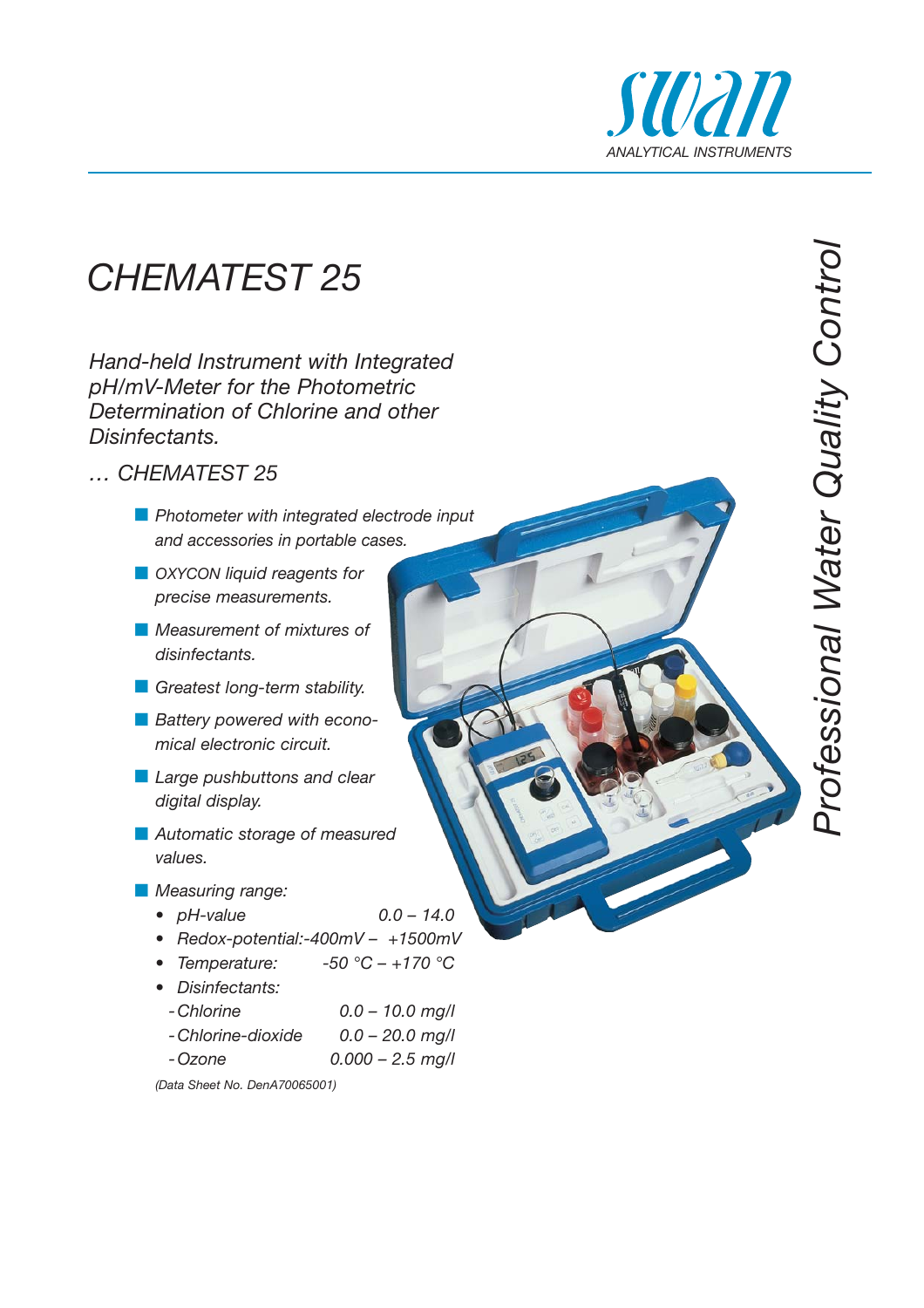swan

ANALYTICAL INSTRUMENTS

# CHEMATEST 25

*Hand-held Instrument with Integrated pH/mV-Meter for the Photometric Determination of Chlorine and other Disinfectants.*

*… CHEMATEST 25*

- *Photometer with integrated electrode input and accessories in portable cases.*
- *OXYCON liquid reagents for precise measurements.*
- *Measurement of mixtures of disinfectants.*
- *Greatest long-term stability.*
- *Battery powered with economical electronic circuit.*
- *Large pushbuttons and clear digital display.*
- *Automatic storage of measured values.*
- *Measuring range:*
  - *pH-value 0.0 – 14.0*
  - *Redox-potential: -400mV – +1500mV*
  - *Temperature: -50 °C – +170 °C*
  - *Disinfectants:*
    - *Chlorine 0.0 – 10.0 mg/l*
    - *Chlorine-dioxide 0.0 – 20.0 mg/l*
    - *Ozone 0.000 – 2.5 mg/l*

*(Data Sheet No. DenA70065001)*

*Professional Water Quality Control*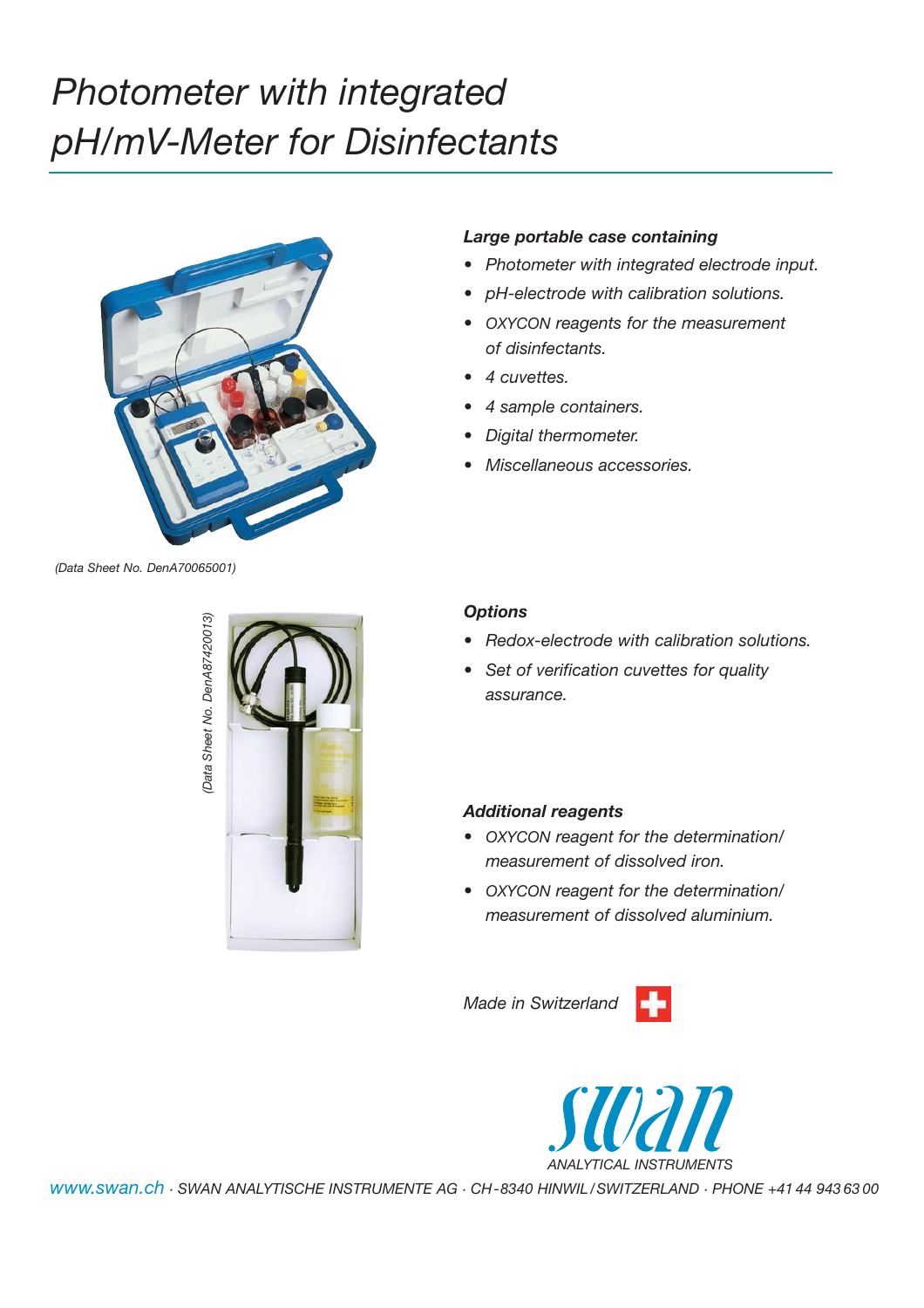# Photometer with integrated pH/mV-Meter for Disinfectants

(Data Sheet No. DenA70065001)

***Large portable case containing***

- *Photometer with integrated electrode input.*
- *pH-electrode with calibration solutions.*
- *OXYCON reagents for the measurement of disinfectants.*
- *4 cuvettes.*
- *4 sample containers.*
- *Digital thermometer.*
- *Miscellaneous accessories.*

(Data Sheet No. DenA87420013)

***Options***

- *Redox-electrode with calibration solutions.*
- *Set of verification cuvettes for quality assurance.*

***Additional reagents***

- *OXYCON reagent for the determination/ measurement of dissolved iron.*
- *OXYCON reagent for the determination/ measurement of dissolved aluminium.*

*Made in Switzerland*

swan
ANALYTICAL INSTRUMENTS

www.swan.ch · SWAN ANALYTISCHE INSTRUMENTE AG · CH-8340 HINWIL/SWITZERLAND · PHONE +41 44 943 63 00